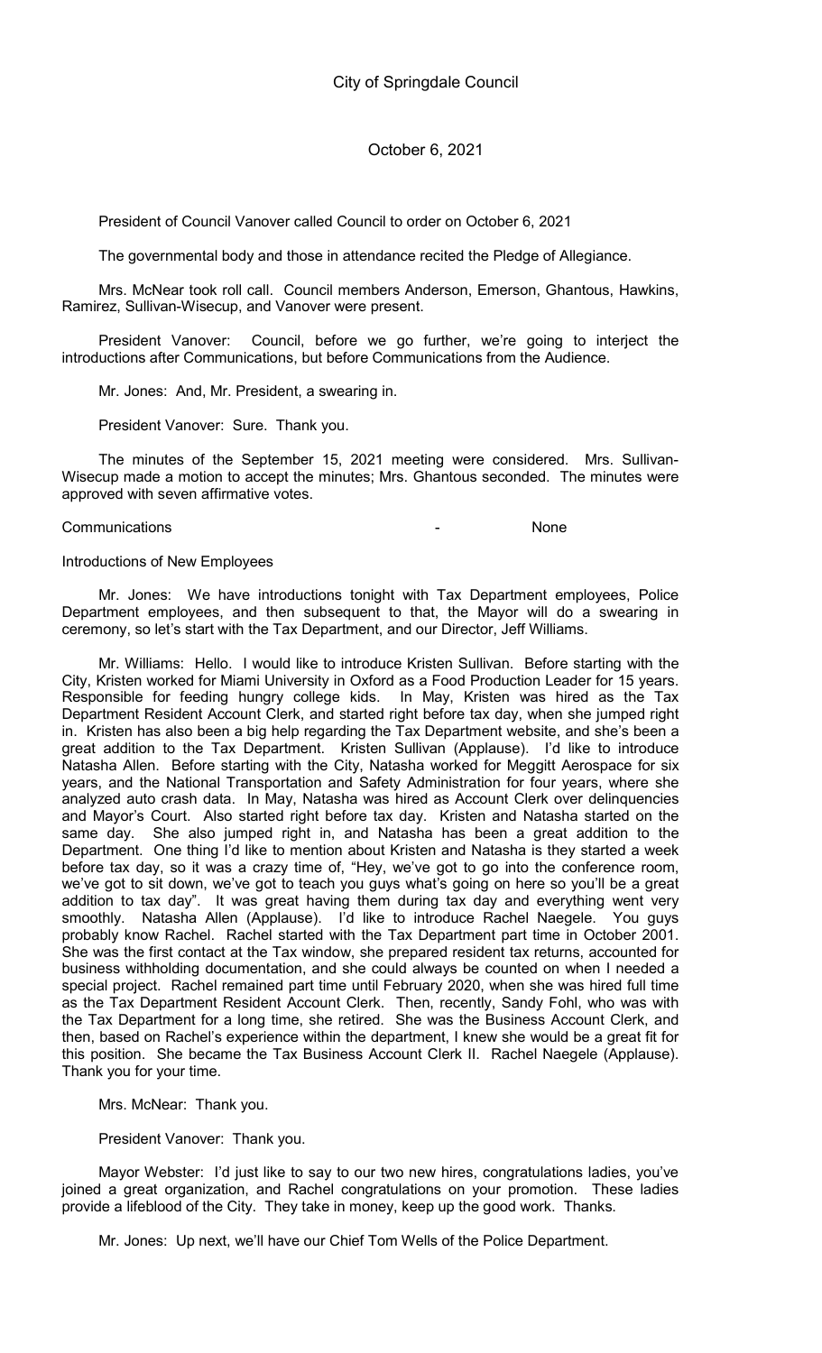# City of Springdale Council

October 6, 2021

President of Council Vanover called Council to order on October 6, 2021

The governmental body and those in attendance recited the Pledge of Allegiance.

Mrs. McNear took roll call. Council members Anderson, Emerson, Ghantous, Hawkins, Ramirez, Sullivan-Wisecup, and Vanover were present.

President Vanover: Council, before we go further, we're going to interject the introductions after Communications, but before Communications from the Audience.

Mr. Jones: And, Mr. President, a swearing in.

President Vanover: Sure. Thank you.

The minutes of the September 15, 2021 meeting were considered. Mrs. Sullivan-Wisecup made a motion to accept the minutes; Mrs. Ghantous seconded. The minutes were approved with seven affirmative votes.

Communications - None

Introductions of New Employees

Mr. Jones: We have introductions tonight with Tax Department employees, Police Department employees, and then subsequent to that, the Mayor will do a swearing in ceremony, so let's start with the Tax Department, and our Director, Jeff Williams.

Mr. Williams: Hello. I would like to introduce Kristen Sullivan. Before starting with the City, Kristen worked for Miami University in Oxford as a Food Production Leader for 15 years. Responsible for feeding hungry college kids. In May, Kristen was hired as the Tax Department Resident Account Clerk, and started right before tax day, when she jumped right in. Kristen has also been a big help regarding the Tax Department website, and she's been a great addition to the Tax Department. Kristen Sullivan (Applause). I'd like to introduce Natasha Allen. Before starting with the City, Natasha worked for Meggitt Aerospace for six years, and the National Transportation and Safety Administration for four years, where she analyzed auto crash data. In May, Natasha was hired as Account Clerk over delinquencies and Mayor's Court. Also started right before tax day. Kristen and Natasha started on the same day. She also jumped right in, and Natasha has been a great addition to the Department. One thing I'd like to mention about Kristen and Natasha is they started a week before tax day, so it was a crazy time of, "Hey, we've got to go into the conference room, we've got to sit down, we've got to teach you guys what's going on here so you'll be a great addition to tax day". It was great having them during tax day and everything went very smoothly. Natasha Allen (Applause). I'd like to introduce Rachel Naegele. You guys probably know Rachel. Rachel started with the Tax Department part time in October 2001. She was the first contact at the Tax window, she prepared resident tax returns, accounted for business withholding documentation, and she could always be counted on when I needed a special project. Rachel remained part time until February 2020, when she was hired full time as the Tax Department Resident Account Clerk. Then, recently, Sandy Fohl, who was with the Tax Department for a long time, she retired. She was the Business Account Clerk, and then, based on Rachel's experience within the department, I knew she would be a great fit for this position. She became the Tax Business Account Clerk II. Rachel Naegele (Applause). Thank you for your time.

Mrs. McNear: Thank you.

President Vanover: Thank you.

Mayor Webster: I'd just like to say to our two new hires, congratulations ladies, you've joined a great organization, and Rachel congratulations on your promotion. These ladies provide a lifeblood of the City. They take in money, keep up the good work. Thanks.

Mr. Jones: Up next, we'll have our Chief Tom Wells of the Police Department.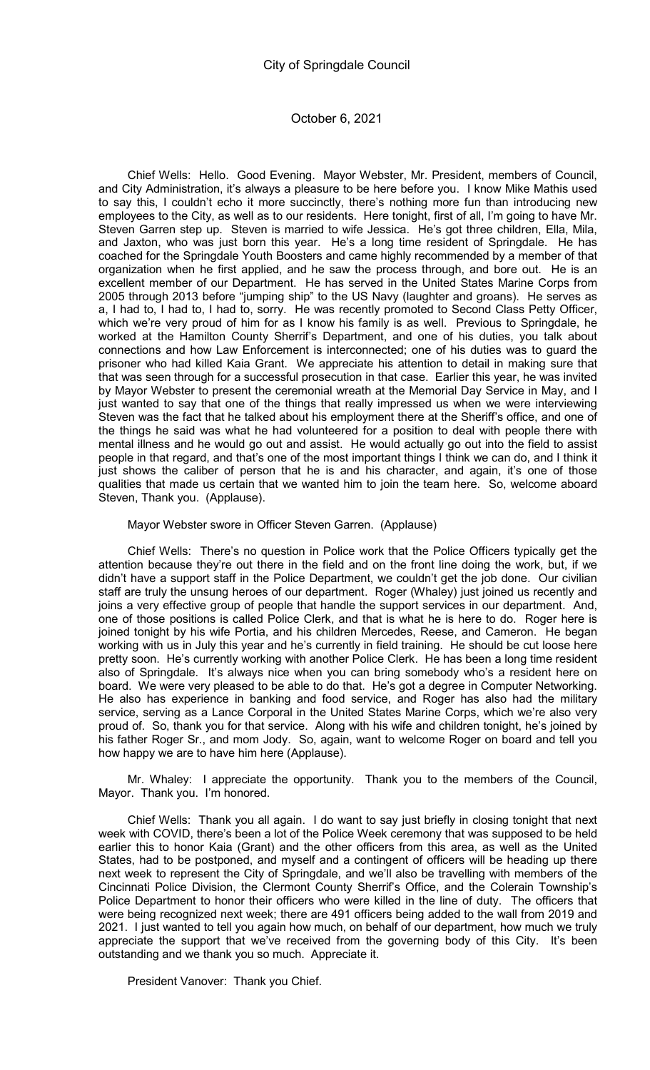Chief Wells: Hello. Good Evening. Mayor Webster, Mr. President, members of Council, and City Administration, it's always a pleasure to be here before you. I know Mike Mathis used to say this, I couldn't echo it more succinctly, there's nothing more fun than introducing new employees to the City, as well as to our residents. Here tonight, first of all, I'm going to have Mr. Steven Garren step up. Steven is married to wife Jessica. He's got three children, Ella, Mila, and Jaxton, who was just born this year. He's a long time resident of Springdale. He has coached for the Springdale Youth Boosters and came highly recommended by a member of that organization when he first applied, and he saw the process through, and bore out. He is an excellent member of our Department. He has served in the United States Marine Corps from 2005 through 2013 before "jumping ship" to the US Navy (laughter and groans). He serves as a, I had to, I had to, I had to, sorry. He was recently promoted to Second Class Petty Officer, which we're very proud of him for as I know his family is as well. Previous to Springdale, he worked at the Hamilton County Sherrif's Department, and one of his duties, you talk about connections and how Law Enforcement is interconnected; one of his duties was to guard the prisoner who had killed Kaia Grant. We appreciate his attention to detail in making sure that that was seen through for a successful prosecution in that case. Earlier this year, he was invited by Mayor Webster to present the ceremonial wreath at the Memorial Day Service in May, and I just wanted to say that one of the things that really impressed us when we were interviewing Steven was the fact that he talked about his employment there at the Sheriff's office, and one of the things he said was what he had volunteered for a position to deal with people there with mental illness and he would go out and assist. He would actually go out into the field to assist people in that regard, and that's one of the most important things I think we can do, and I think it just shows the caliber of person that he is and his character, and again, it's one of those qualities that made us certain that we wanted him to join the team here. So, welcome aboard Steven, Thank you. (Applause).

Mayor Webster swore in Officer Steven Garren. (Applause)

Chief Wells: There's no question in Police work that the Police Officers typically get the attention because they're out there in the field and on the front line doing the work, but, if we didn't have a support staff in the Police Department, we couldn't get the job done. Our civilian staff are truly the unsung heroes of our department. Roger (Whaley) just joined us recently and joins a very effective group of people that handle the support services in our department. And, one of those positions is called Police Clerk, and that is what he is here to do. Roger here is joined tonight by his wife Portia, and his children Mercedes, Reese, and Cameron. He began working with us in July this year and he's currently in field training. He should be cut loose here pretty soon. He's currently working with another Police Clerk. He has been a long time resident also of Springdale. It's always nice when you can bring somebody who's a resident here on board. We were very pleased to be able to do that. He's got a degree in Computer Networking. He also has experience in banking and food service, and Roger has also had the military service, serving as a Lance Corporal in the United States Marine Corps, which we're also very proud of. So, thank you for that service. Along with his wife and children tonight, he's joined by his father Roger Sr., and mom Jody. So, again, want to welcome Roger on board and tell you how happy we are to have him here (Applause).

Mr. Whaley: I appreciate the opportunity. Thank you to the members of the Council, Mayor. Thank you. I'm honored.

Chief Wells: Thank you all again. I do want to say just briefly in closing tonight that next week with COVID, there's been a lot of the Police Week ceremony that was supposed to be held earlier this to honor Kaia (Grant) and the other officers from this area, as well as the United States, had to be postponed, and myself and a contingent of officers will be heading up there next week to represent the City of Springdale, and we'll also be travelling with members of the Cincinnati Police Division, the Clermont County Sherrif's Office, and the Colerain Township's Police Department to honor their officers who were killed in the line of duty. The officers that were being recognized next week; there are 491 officers being added to the wall from 2019 and 2021. I just wanted to tell you again how much, on behalf of our department, how much we truly appreciate the support that we've received from the governing body of this City. It's been outstanding and we thank you so much. Appreciate it.

President Vanover: Thank you Chief.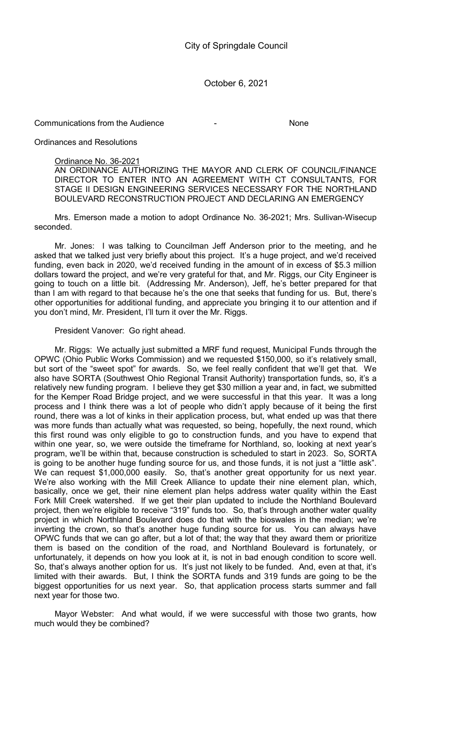City of Springdale Council

October 6, 2021

Communications from the Audience - None

Ordinances and Resolutions

Ordinance No. 36-2021

AN ORDINANCE AUTHORIZING THE MAYOR AND CLERK OF COUNCIL/FINANCE DIRECTOR TO ENTER INTO AN AGREEMENT WITH CT CONSULTANTS, FOR STAGE II DESIGN ENGINEERING SERVICES NECESSARY FOR THE NORTHLAND BOULEVARD RECONSTRUCTION PROJECT AND DECLARING AN EMERGENCY

Mrs. Emerson made a motion to adopt Ordinance No. 36-2021; Mrs. Sullivan-Wisecup seconded.

Mr. Jones: I was talking to Councilman Jeff Anderson prior to the meeting, and he asked that we talked just very briefly about this project. It's a huge project, and we'd received funding, even back in 2020, we'd received funding in the amount of in excess of $5.3 million dollars toward the project, and we're very grateful for that, and Mr. Riggs, our City Engineer is going to touch on a little bit. (Addressing Mr. Anderson), Jeff, he's better prepared for that than I am with regard to that because he's the one that seeks that funding for us. But, there's other opportunities for additional funding, and appreciate you bringing it to our attention and if you don't mind, Mr. President, I'll turn it over the Mr. Riggs.

President Vanover: Go right ahead.

Mr. Riggs: We actually just submitted a MRF fund request, Municipal Funds through the OPWC (Ohio Public Works Commission) and we requested $150,000, so it's relatively small, but sort of the "sweet spot" for awards. So, we feel really confident that we'll get that. We also have SORTA (Southwest Ohio Regional Transit Authority) transportation funds, so, it's a relatively new funding program. I believe they get $30 million a year and, in fact, we submitted for the Kemper Road Bridge project, and we were successful in that this year. It was a long process and I think there was a lot of people who didn't apply because of it being the first round, there was a lot of kinks in their application process, but, what ended up was that there was more funds than actually what was requested, so being, hopefully, the next round, which this first round was only eligible to go to construction funds, and you have to expend that within one year, so, we were outside the timeframe for Northland, so, looking at next year's program, we'll be within that, because construction is scheduled to start in 2023. So, SORTA is going to be another huge funding source for us, and those funds, it is not just a "little ask". We can request $1,000,000 easily. So, that's another great opportunity for us next year. We're also working with the Mill Creek Alliance to update their nine element plan, which, basically, once we get, their nine element plan helps address water quality within the East Fork Mill Creek watershed. If we get their plan updated to include the Northland Boulevard project, then we're eligible to receive "319" funds too. So, that's through another water quality project in which Northland Boulevard does do that with the bioswales in the median; we're inverting the crown, so that's another huge funding source for us. You can always have OPWC funds that we can go after, but a lot of that; the way that they award them or prioritize them is based on the condition of the road, and Northland Boulevard is fortunately, or unfortunately, it depends on how you look at it, is not in bad enough condition to score well. So, that's always another option for us. It's just not likely to be funded. And, even at that, it's limited with their awards. But, I think the SORTA funds and 319 funds are going to be the biggest opportunities for us next year. So, that application process starts summer and fall next year for those two.

Mayor Webster: And what would, if we were successful with those two grants, how much would they be combined?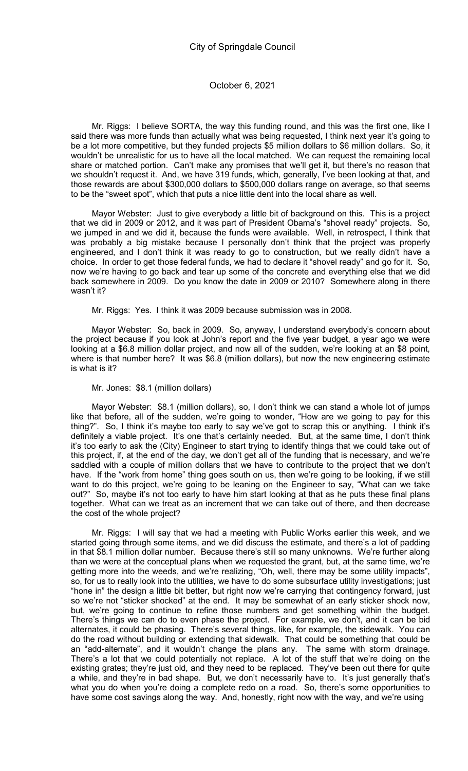Mr. Riggs: I believe SORTA, the way this funding round, and this was the first one, like I said there was more funds than actually what was being requested, I think next year it's going to be a lot more competitive, but they funded projects $5 million dollars to $6 million dollars. So, it wouldn't be unrealistic for us to have all the local matched. We can request the remaining local share or matched portion. Can't make any promises that we'll get it, but there's no reason that we shouldn't request it. And, we have 319 funds, which, generally, I've been looking at that, and those rewards are about $300,000 dollars to $500,000 dollars range on average, so that seems to be the "sweet spot", which that puts a nice little dent into the local share as well.

Mayor Webster: Just to give everybody a little bit of background on this. This is a project that we did in 2009 or 2012, and it was part of President Obama's "shovel ready" projects. So, we jumped in and we did it, because the funds were available. Well, in retrospect, I think that was probably a big mistake because I personally don't think that the project was properly engineered, and I don't think it was ready to go to construction, but we really didn't have a choice. In order to get those federal funds, we had to declare it "shovel ready" and go for it. So, now we're having to go back and tear up some of the concrete and everything else that we did back somewhere in 2009. Do you know the date in 2009 or 2010? Somewhere along in there wasn't it?

Mr. Riggs: Yes. I think it was 2009 because submission was in 2008.

Mayor Webster: So, back in 2009. So, anyway, I understand everybody's concern about the project because if you look at John's report and the five year budget, a year ago we were looking at a $6.8 million dollar project, and now all of the sudden, we're looking at an $8 point, where is that number here? It was $6.8 (million dollars), but now the new engineering estimate is what is it?

Mr. Jones: $8.1 (million dollars)

Mayor Webster: $8.1 (million dollars), so, I don't think we can stand a whole lot of jumps like that before, all of the sudden, we're going to wonder, "How are we going to pay for this thing?". So, I think it's maybe too early to say we've got to scrap this or anything. I think it's definitely a viable project. It's one that's certainly needed. But, at the same time, I don't think it's too early to ask the (City) Engineer to start trying to identify things that we could take out of this project, if, at the end of the day, we don't get all of the funding that is necessary, and we're saddled with a couple of million dollars that we have to contribute to the project that we don't have. If the "work from home" thing goes south on us, then we're going to be looking, if we still want to do this project, we're going to be leaning on the Engineer to say, "What can we take out?" So, maybe it's not too early to have him start looking at that as he puts these final plans together. What can we treat as an increment that we can take out of there, and then decrease the cost of the whole project?

Mr. Riggs: I will say that we had a meeting with Public Works earlier this week, and we started going through some items, and we did discuss the estimate, and there's a lot of padding in that $8.1 million dollar number. Because there's still so many unknowns. We're further along than we were at the conceptual plans when we requested the grant, but, at the same time, we're getting more into the weeds, and we're realizing, "Oh, well, there may be some utility impacts", so, for us to really look into the utilities, we have to do some subsurface utility investigations; just "hone in" the design a little bit better, but right now we're carrying that contingency forward, just so we're not "sticker shocked" at the end. It may be somewhat of an early sticker shock now, but, we're going to continue to refine those numbers and get something within the budget. There's things we can do to even phase the project. For example, we don't, and it can be bid alternates, it could be phasing. There's several things, like, for example, the sidewalk. You can do the road without building or extending that sidewalk. That could be something that could be an "add-alternate", and it wouldn't change the plans any. The same with storm drainage. There's a lot that we could potentially not replace. A lot of the stuff that we're doing on the existing grates; they're just old, and they need to be replaced. They've been out there for quite a while, and they're in bad shape. But, we don't necessarily have to. It's just generally that's what you do when you're doing a complete redo on a road. So, there's some opportunities to have some cost savings along the way. And, honestly, right now with the way, and we're using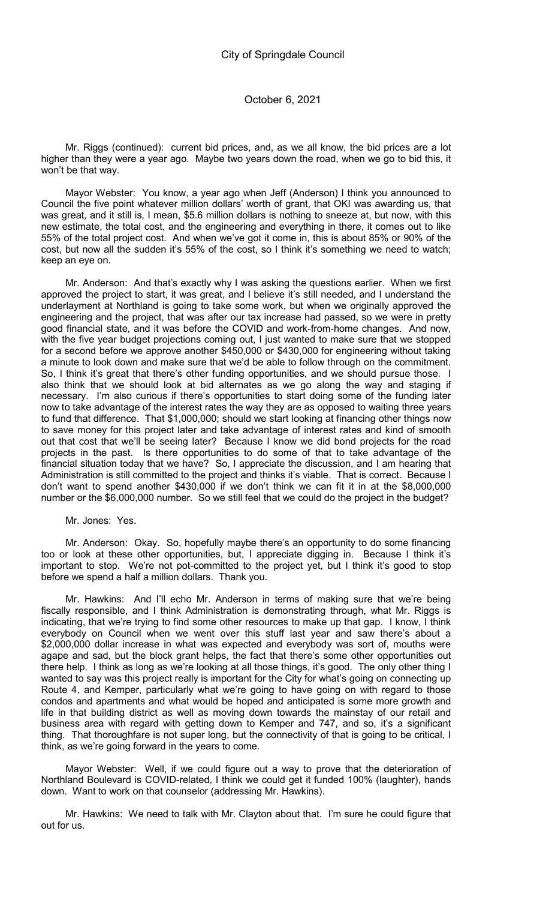Mr. Riggs (continued): current bid prices, and, as we all know, the bid prices are a lot higher than they were a year ago. Maybe two years down the road, when we go to bid this, it won't be that way.

Mayor Webster: You know, a year ago when Jeff (Anderson) I think you announced to Council the five point whatever million dollars' worth of grant, that OKI was awarding us, that was great, and it still is, I mean, $5.6 million dollars is nothing to sneeze at, but now, with this new estimate, the total cost, and the engineering and everything in there, it comes out to like 55% of the total project cost. And when we've got it come in, this is about 85% or 90% of the cost, but now all the sudden it's 55% of the cost, so I think it's something we need to watch; keep an eye on.

Mr. Anderson: And that's exactly why I was asking the questions earlier. When we first approved the project to start, it was great, and I believe it's still needed, and I understand the underlayment at Northland is going to take some work, but when we originally approved the engineering and the project, that was after our tax increase had passed, so we were in pretty good financial state, and it was before the COVID and work-from-home changes. And now, with the five year budget projections coming out, I just wanted to make sure that we stopped for a second before we approve another $450,000 or $430,000 for engineering without taking a minute to look down and make sure that we'd be able to follow through on the commitment. So, I think it's great that there's other funding opportunities, and we should pursue those. I also think that we should look at bid alternates as we go along the way and staging if necessary. I'm also curious if there's opportunities to start doing some of the funding later now to take advantage of the interest rates the way they are as opposed to waiting three years to fund that difference. That $1,000,000; should we start looking at financing other things now to save money for this project later and take advantage of interest rates and kind of smooth out that cost that we'll be seeing later? Because I know we did bond projects for the road projects in the past. Is there opportunities to do some of that to take advantage of the financial situation today that we have? So, I appreciate the discussion, and I am hearing that Administration is still committed to the project and thinks it's viable. That is correct. Because I don't want to spend another $430,000 if we don't think we can fit it in at the $8,000,000 number or the $6,000,000 number. So we still feel that we could do the project in the budget?

Mr. Jones: Yes.

Mr. Anderson: Okay. So, hopefully maybe there's an opportunity to do some financing too or look at these other opportunities, but, I appreciate digging in. Because I think it's important to stop. We're not pot-committed to the project yet, but I think it's good to stop before we spend a half a million dollars. Thank you.

Mr. Hawkins: And I'll echo Mr. Anderson in terms of making sure that we're being fiscally responsible, and I think Administration is demonstrating through, what Mr. Riggs is indicating, that we're trying to find some other resources to make up that gap. I know, I think everybody on Council when we went over this stuff last year and saw there's about a $2,000,000 dollar increase in what was expected and everybody was sort of, mouths were agape and sad, but the block grant helps, the fact that there's some other opportunities out there help. I think as long as we're looking at all those things, it's good. The only other thing I wanted to say was this project really is important for the City for what's going on connecting up Route 4, and Kemper, particularly what we're going to have going on with regard to those condos and apartments and what would be hoped and anticipated is some more growth and life in that building district as well as moving down towards the mainstay of our retail and business area with regard with getting down to Kemper and 747, and so, it's a significant thing. That thoroughfare is not super long, but the connectivity of that is going to be critical, I think, as we're going forward in the years to come.

Mayor Webster: Well, if we could figure out a way to prove that the deterioration of Northland Boulevard is COVID-related, I think we could get it funded 100% (laughter), hands down. Want to work on that counselor (addressing Mr. Hawkins).

Mr. Hawkins: We need to talk with Mr. Clayton about that. I'm sure he could figure that out for us.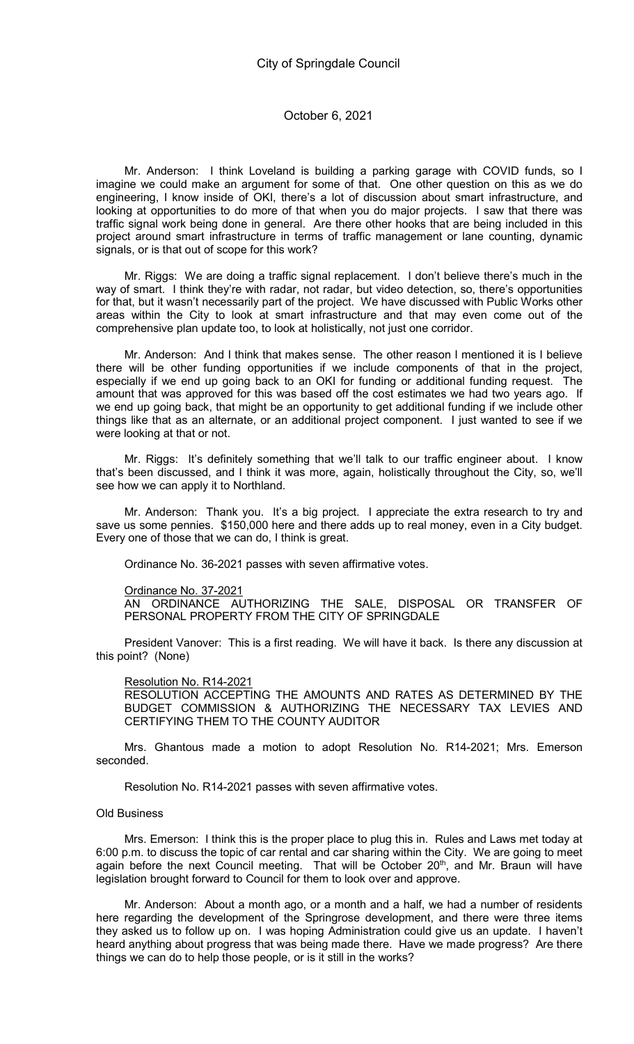Mr. Anderson: I think Loveland is building a parking garage with COVID funds, so I imagine we could make an argument for some of that. One other question on this as we do engineering, I know inside of OKI, there's a lot of discussion about smart infrastructure, and looking at opportunities to do more of that when you do major projects. I saw that there was traffic signal work being done in general. Are there other hooks that are being included in this project around smart infrastructure in terms of traffic management or lane counting, dynamic signals, or is that out of scope for this work?

Mr. Riggs: We are doing a traffic signal replacement. I don't believe there's much in the way of smart. I think they're with radar, not radar, but video detection, so, there's opportunities for that, but it wasn't necessarily part of the project. We have discussed with Public Works other areas within the City to look at smart infrastructure and that may even come out of the comprehensive plan update too, to look at holistically, not just one corridor.

Mr. Anderson: And I think that makes sense. The other reason I mentioned it is I believe there will be other funding opportunities if we include components of that in the project, especially if we end up going back to an OKI for funding or additional funding request. The amount that was approved for this was based off the cost estimates we had two years ago. If we end up going back, that might be an opportunity to get additional funding if we include other things like that as an alternate, or an additional project component. I just wanted to see if we were looking at that or not.

Mr. Riggs: It's definitely something that we'll talk to our traffic engineer about. I know that's been discussed, and I think it was more, again, holistically throughout the City, so, we'll see how we can apply it to Northland.

Mr. Anderson: Thank you. It's a big project. I appreciate the extra research to try and save us some pennies. $150,000 here and there adds up to real money, even in a City budget. Every one of those that we can do, I think is great.

Ordinance No. 36-2021 passes with seven affirmative votes.

<u>Ordinance No. 37-2021</u>
AN ORDINANCE AUTHORIZING THE SALE, DISPOSAL OR TRANSFER OF PERSONAL PROPERTY FROM THE CITY OF SPRINGDALE

President Vanover: This is a first reading. We will have it back. Is there any discussion at this point? (None)

<u>Resolution No. R14-2021</u>
RESOLUTION ACCEPTING THE AMOUNTS AND RATES AS DETERMINED BY THE BUDGET COMMISSION & AUTHORIZING THE NECESSARY TAX LEVIES AND CERTIFYING THEM TO THE COUNTY AUDITOR

Mrs. Ghantous made a motion to adopt Resolution No. R14-2021; Mrs. Emerson seconded.

Resolution No. R14-2021 passes with seven affirmative votes.

Old Business

Mrs. Emerson: I think this is the proper place to plug this in. Rules and Laws met today at 6:00 p.m. to discuss the topic of car rental and car sharing within the City. We are going to meet again before the next Council meeting. That will be October 20th, and Mr. Braun will have legislation brought forward to Council for them to look over and approve.

Mr. Anderson: About a month ago, or a month and a half, we had a number of residents here regarding the development of the Springrose development, and there were three items they asked us to follow up on. I was hoping Administration could give us an update. I haven't heard anything about progress that was being made there. Have we made progress? Are there things we can do to help those people, or is it still in the works?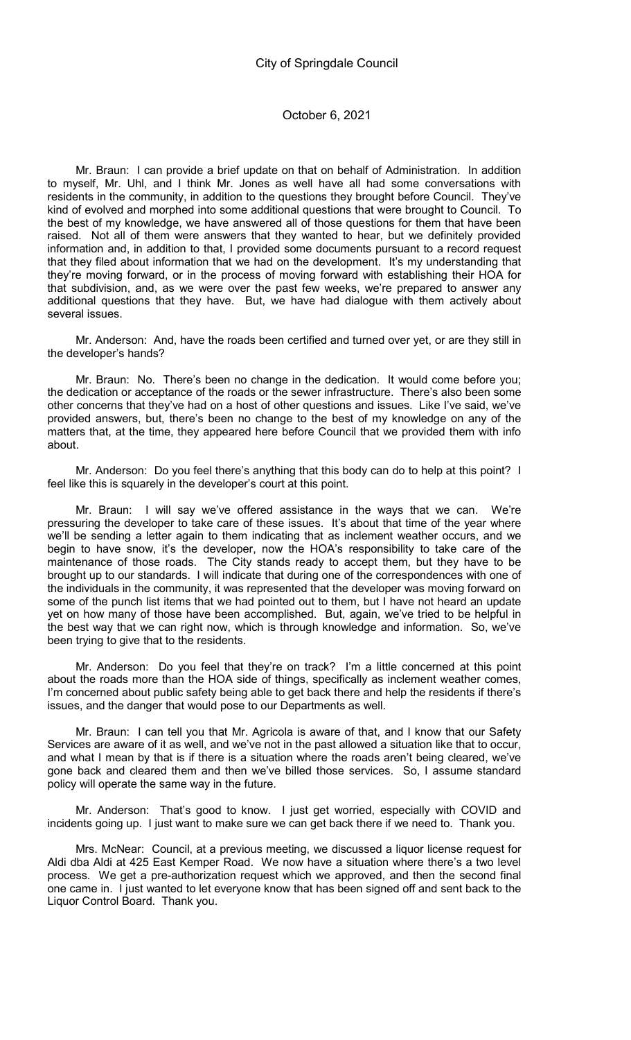Mr. Braun: I can provide a brief update on that on behalf of Administration. In addition to myself, Mr. Uhl, and I think Mr. Jones as well have all had some conversations with residents in the community, in addition to the questions they brought before Council. They've kind of evolved and morphed into some additional questions that were brought to Council. To the best of my knowledge, we have answered all of those questions for them that have been raised. Not all of them were answers that they wanted to hear, but we definitely provided information and, in addition to that, I provided some documents pursuant to a record request that they filed about information that we had on the development. It's my understanding that they're moving forward, or in the process of moving forward with establishing their HOA for that subdivision, and, as we were over the past few weeks, we're prepared to answer any additional questions that they have. But, we have had dialogue with them actively about several issues.

Mr. Anderson: And, have the roads been certified and turned over yet, or are they still in the developer's hands?

Mr. Braun: No. There's been no change in the dedication. It would come before you; the dedication or acceptance of the roads or the sewer infrastructure. There's also been some other concerns that they've had on a host of other questions and issues. Like I've said, we've provided answers, but, there's been no change to the best of my knowledge on any of the matters that, at the time, they appeared here before Council that we provided them with info about.

Mr. Anderson: Do you feel there's anything that this body can do to help at this point? I feel like this is squarely in the developer's court at this point.

Mr. Braun: I will say we've offered assistance in the ways that we can. We're pressuring the developer to take care of these issues. It's about that time of the year where we'll be sending a letter again to them indicating that as inclement weather occurs, and we begin to have snow, it's the developer, now the HOA's responsibility to take care of the maintenance of those roads. The City stands ready to accept them, but they have to be brought up to our standards. I will indicate that during one of the correspondences with one of the individuals in the community, it was represented that the developer was moving forward on some of the punch list items that we had pointed out to them, but I have not heard an update yet on how many of those have been accomplished. But, again, we've tried to be helpful in the best way that we can right now, which is through knowledge and information. So, we've been trying to give that to the residents.

Mr. Anderson: Do you feel that they're on track? I'm a little concerned at this point about the roads more than the HOA side of things, specifically as inclement weather comes, I'm concerned about public safety being able to get back there and help the residents if there's issues, and the danger that would pose to our Departments as well.

Mr. Braun: I can tell you that Mr. Agricola is aware of that, and I know that our Safety Services are aware of it as well, and we've not in the past allowed a situation like that to occur, and what I mean by that is if there is a situation where the roads aren't being cleared, we've gone back and cleared them and then we've billed those services. So, I assume standard policy will operate the same way in the future.

Mr. Anderson: That's good to know. I just get worried, especially with COVID and incidents going up. I just want to make sure we can get back there if we need to. Thank you.

Mrs. McNear: Council, at a previous meeting, we discussed a liquor license request for Aldi dba Aldi at 425 East Kemper Road. We now have a situation where there's a two level process. We get a pre-authorization request which we approved, and then the second final one came in. I just wanted to let everyone know that has been signed off and sent back to the Liquor Control Board. Thank you.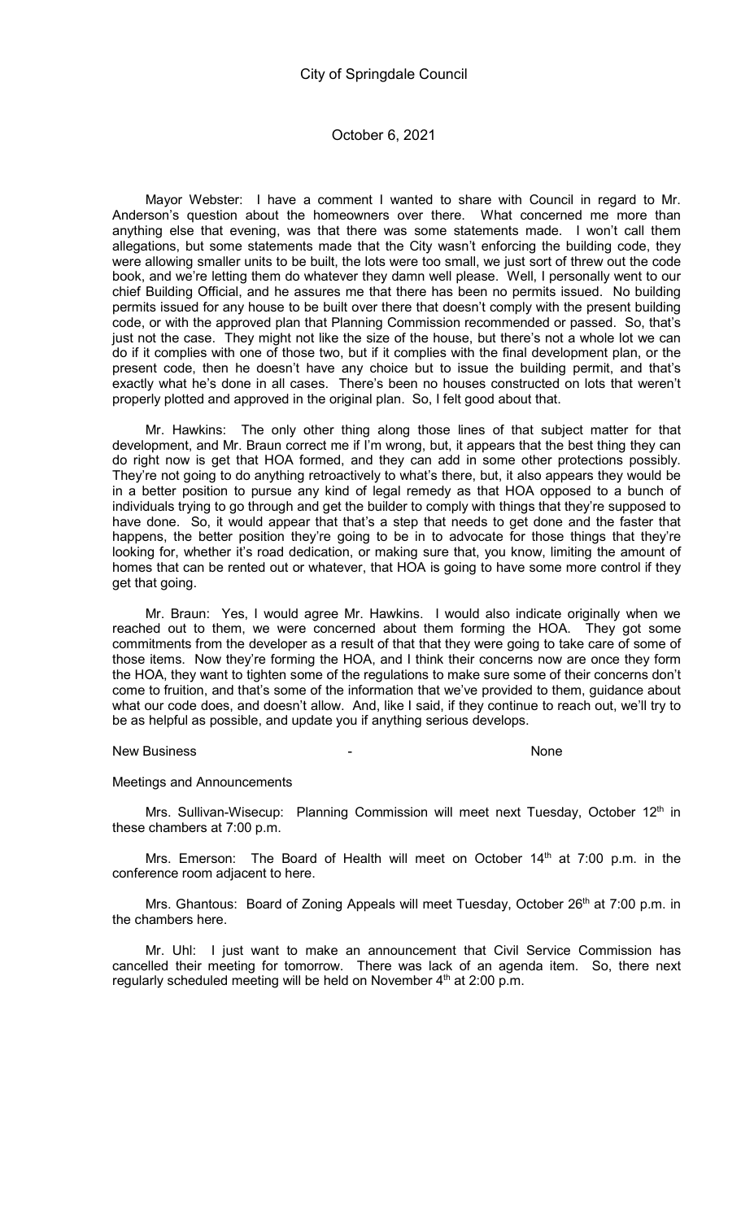Mayor Webster: I have a comment I wanted to share with Council in regard to Mr. Anderson's question about the homeowners over there. What concerned me more than anything else that evening, was that there was some statements made. I won't call them allegations, but some statements made that the City wasn't enforcing the building code, they were allowing smaller units to be built, the lots were too small, we just sort of threw out the code book, and we're letting them do whatever they damn well please. Well, I personally went to our chief Building Official, and he assures me that there has been no permits issued. No building permits issued for any house to be built over there that doesn't comply with the present building code, or with the approved plan that Planning Commission recommended or passed. So, that's just not the case. They might not like the size of the house, but there's not a whole lot we can do if it complies with one of those two, but if it complies with the final development plan, or the present code, then he doesn't have any choice but to issue the building permit, and that's exactly what he's done in all cases. There's been no houses constructed on lots that weren't properly plotted and approved in the original plan. So, I felt good about that.

Mr. Hawkins: The only other thing along those lines of that subject matter for that development, and Mr. Braun correct me if I'm wrong, but, it appears that the best thing they can do right now is get that HOA formed, and they can add in some other protections possibly. They're not going to do anything retroactively to what's there, but, it also appears they would be in a better position to pursue any kind of legal remedy as that HOA opposed to a bunch of individuals trying to go through and get the builder to comply with things that they're supposed to have done. So, it would appear that that's a step that needs to get done and the faster that happens, the better position they're going to be in to advocate for those things that they're looking for, whether it's road dedication, or making sure that, you know, limiting the amount of homes that can be rented out or whatever, that HOA is going to have some more control if they get that going.

Mr. Braun: Yes, I would agree Mr. Hawkins. I would also indicate originally when we reached out to them, we were concerned about them forming the HOA. They got some commitments from the developer as a result of that that they were going to take care of some of those items. Now they're forming the HOA, and I think their concerns now are once they form the HOA, they want to tighten some of the regulations to make sure some of their concerns don't come to fruition, and that's some of the information that we've provided to them, guidance about what our code does, and doesn't allow. And, like I said, if they continue to reach out, we'll try to be as helpful as possible, and update you if anything serious develops.

New Business - None

Meetings and Announcements

Mrs. Sullivan-Wisecup: Planning Commission will meet next Tuesday, October 12th in these chambers at 7:00 p.m.

Mrs. Emerson: The Board of Health will meet on October 14th at 7:00 p.m. in the conference room adjacent to here.

Mrs. Ghantous: Board of Zoning Appeals will meet Tuesday, October 26th at 7:00 p.m. in the chambers here.

Mr. Uhl: I just want to make an announcement that Civil Service Commission has cancelled their meeting for tomorrow. There was lack of an agenda item. So, there next regularly scheduled meeting will be held on November 4th at 2:00 p.m.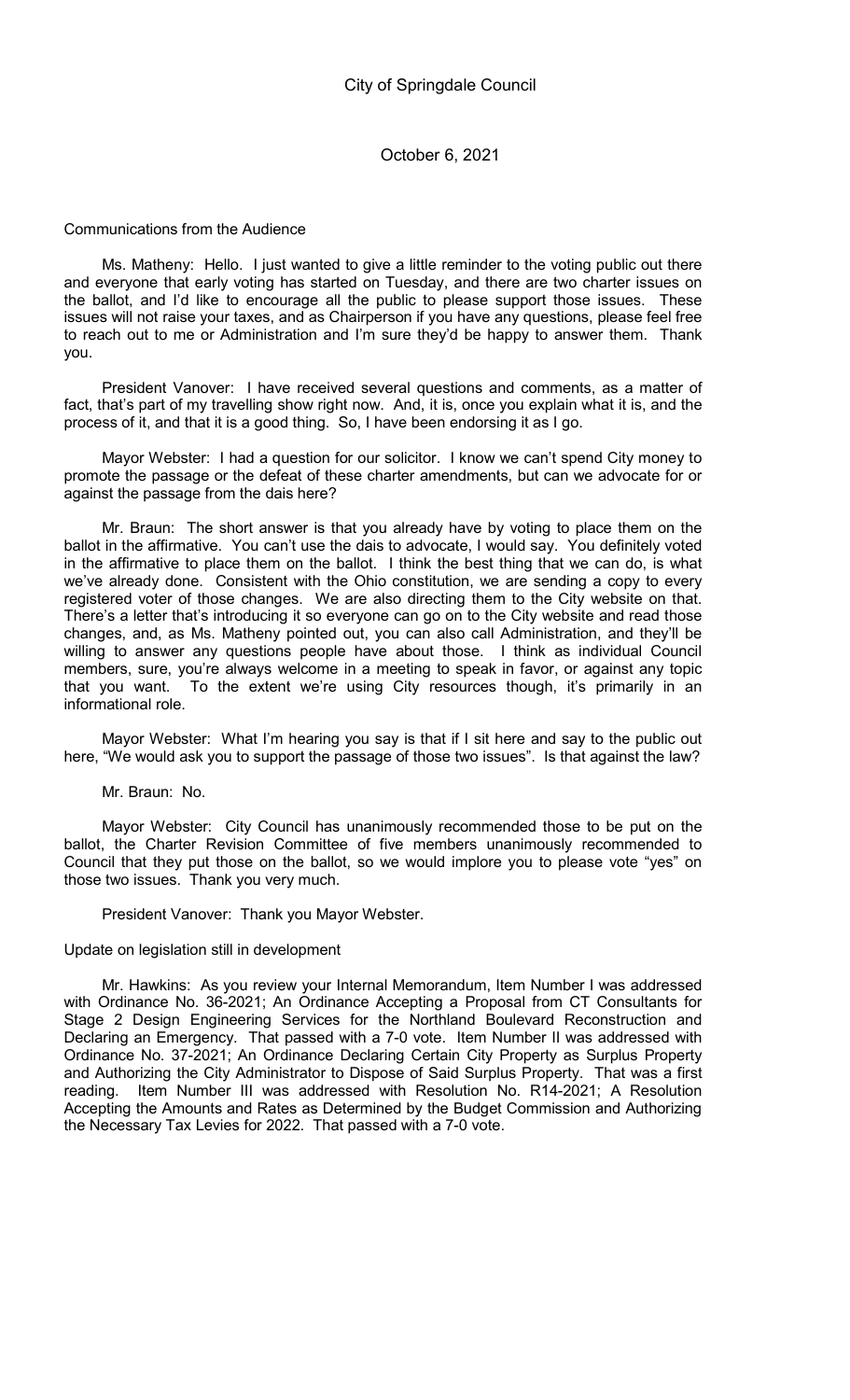City of Springdale Council

October 6, 2021

Communications from the Audience

Ms. Matheny: Hello. I just wanted to give a little reminder to the voting public out there and everyone that early voting has started on Tuesday, and there are two charter issues on the ballot, and I'd like to encourage all the public to please support those issues. These issues will not raise your taxes, and as Chairperson if you have any questions, please feel free to reach out to me or Administration and I'm sure they'd be happy to answer them. Thank you.

President Vanover: I have received several questions and comments, as a matter of fact, that's part of my travelling show right now. And, it is, once you explain what it is, and the process of it, and that it is a good thing. So, I have been endorsing it as I go.

Mayor Webster: I had a question for our solicitor. I know we can't spend City money to promote the passage or the defeat of these charter amendments, but can we advocate for or against the passage from the dais here?

Mr. Braun: The short answer is that you already have by voting to place them on the ballot in the affirmative. You can't use the dais to advocate, I would say. You definitely voted in the affirmative to place them on the ballot. I think the best thing that we can do, is what we've already done. Consistent with the Ohio constitution, we are sending a copy to every registered voter of those changes. We are also directing them to the City website on that. There's a letter that's introducing it so everyone can go on to the City website and read those changes, and, as Ms. Matheny pointed out, you can also call Administration, and they'll be willing to answer any questions people have about those. I think as individual Council members, sure, you're always welcome in a meeting to speak in favor, or against any topic that you want. To the extent we're using City resources though, it's primarily in an informational role.

Mayor Webster: What I'm hearing you say is that if I sit here and say to the public out here, "We would ask you to support the passage of those two issues". Is that against the law?

Mr. Braun: No.

Mayor Webster: City Council has unanimously recommended those to be put on the ballot, the Charter Revision Committee of five members unanimously recommended to Council that they put those on the ballot, so we would implore you to please vote "yes" on those two issues. Thank you very much.

President Vanover: Thank you Mayor Webster.

Update on legislation still in development

Mr. Hawkins: As you review your Internal Memorandum, Item Number I was addressed with Ordinance No. 36-2021; An Ordinance Accepting a Proposal from CT Consultants for Stage 2 Design Engineering Services for the Northland Boulevard Reconstruction and Declaring an Emergency. That passed with a 7-0 vote. Item Number II was addressed with Ordinance No. 37-2021; An Ordinance Declaring Certain City Property as Surplus Property and Authorizing the City Administrator to Dispose of Said Surplus Property. That was a first reading. Item Number III was addressed with Resolution No. R14-2021; A Resolution Accepting the Amounts and Rates as Determined by the Budget Commission and Authorizing the Necessary Tax Levies for 2022. That passed with a 7-0 vote.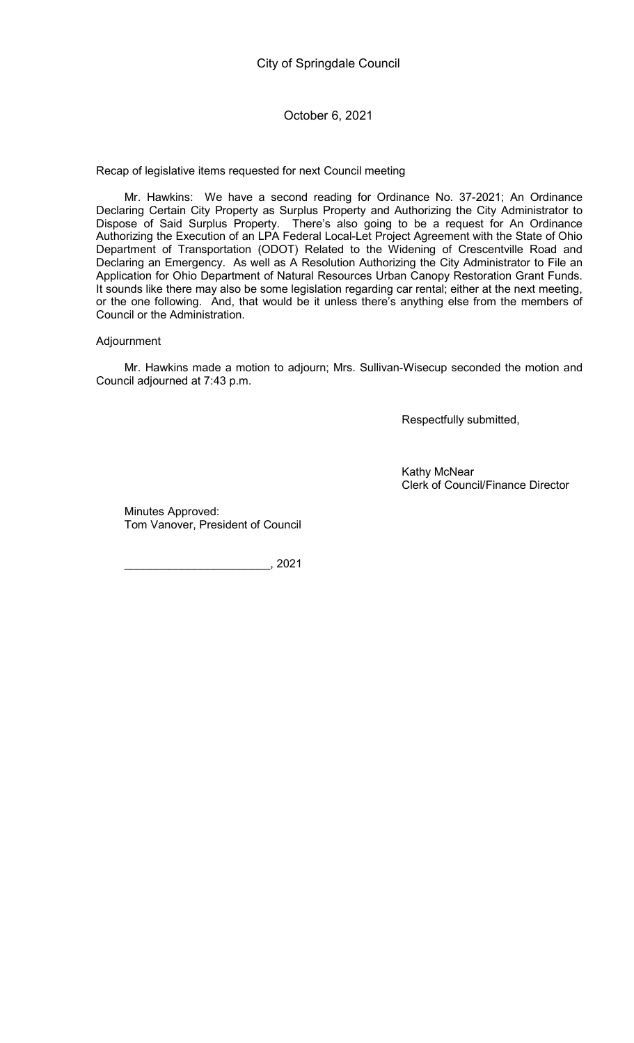City of Springdale Council

October 6, 2021

Recap of legislative items requested for next Council meeting

Mr. Hawkins: We have a second reading for Ordinance No. 37-2021; An Ordinance Declaring Certain City Property as Surplus Property and Authorizing the City Administrator to Dispose of Said Surplus Property. There's also going to be a request for An Ordinance Authorizing the Execution of an LPA Federal Local-Let Project Agreement with the State of Ohio Department of Transportation (ODOT) Related to the Widening of Crescentville Road and Declaring an Emergency. As well as A Resolution Authorizing the City Administrator to File an Application for Ohio Department of Natural Resources Urban Canopy Restoration Grant Funds. It sounds like there may also be some legislation regarding car rental; either at the next meeting, or the one following. And, that would be it unless there's anything else from the members of Council or the Administration.

Adjournment

Mr. Hawkins made a motion to adjourn; Mrs. Sullivan-Wisecup seconded the motion and Council adjourned at 7:43 p.m.

Respectfully submitted,

Kathy McNear
Clerk of Council/Finance Director

Minutes Approved:
Tom Vanover, President of Council

_______________________, 2021